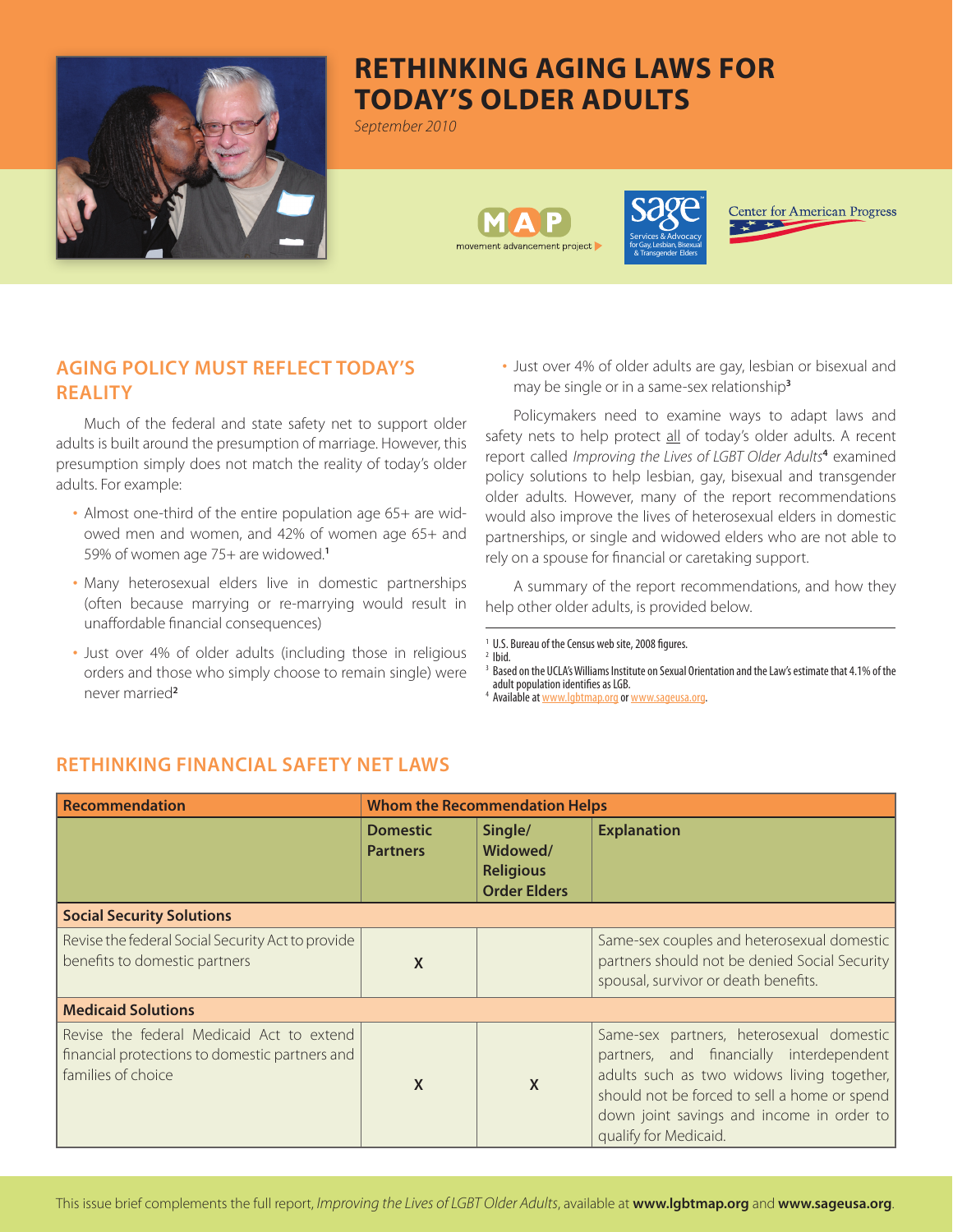# RETHINKING AGING LAWS FOR TODAY'S OLDER ADULTS

*September 2010*

## AGING POLICY MUST REFLECT TODAY'S REALITY

Much of the federal and state safety net to support older adults is built around the presumption of marriage. However, this presumption simply does not match the reality of today's older adults. For example:

- Almost one-third of the entire population age 65+ are widowed men and women, and 42% of women age 65+ and 59% of women age 75+ are widowed.[1]
- Many heterosexual elders live in domestic partnerships (often because marrying or re-marrying would result in unaffordable financial consequences)
- Just over 4% of older adults (including those in religious orders and those who simply choose to remain single) were never married[2]
- Just over 4% of older adults are gay, lesbian or bisexual and may be single or in a same-sex relationship[3]

Policymakers need to examine ways to adapt laws and safety nets to help protect all of today's older adults. A recent report called *Improving the Lives of LGBT Older Adults*[4] examined policy solutions to help lesbian, gay, bisexual and transgender older adults. However, many of the report recommendations would also improve the lives of heterosexual elders in domestic partnerships, or single and widowed elders who are not able to rely on a spouse for financial or caretaking support.

A summary of the report recommendations, and how they help other older adults, is provided below.

[1] U.S. Bureau of the Census web site, 2008 figures.
[2] Ibid.
[3] Based on the UCLA's Williams Institute on Sexual Orientation and the Law's estimate that 4.1% of the adult population identifies as LGB.
[4] Available at www.lgbtmap.org or www.sageusa.org.

## RETHINKING FINANCIAL SAFETY NET LAWS

| Recommendation | Whom the Recommendation Helps | | |
|---|---|---|---|
| | **Domestic Partners** | **Single/ Widowed/ Religious Order Elders** | **Explanation** |
| **Social Security Solutions** | | | |
| Revise the federal Social Security Act to provide benefits to domestic partners | X | | Same-sex couples and heterosexual domestic partners should not be denied Social Security spousal, survivor or death benefits. |
| **Medicaid Solutions** | | | |
| Revise the federal Medicaid Act to extend financial protections to domestic partners and families of choice | X | X | Same-sex partners, heterosexual domestic partners, and financially interdependent adults such as two widows living together, should not be forced to sell a home or spend down joint savings and income in order to qualify for Medicaid. |

This issue brief complements the full report, *Improving the Lives of LGBT Older Adults*, available at **www.lgbtmap.org** and **www.sageusa.org**.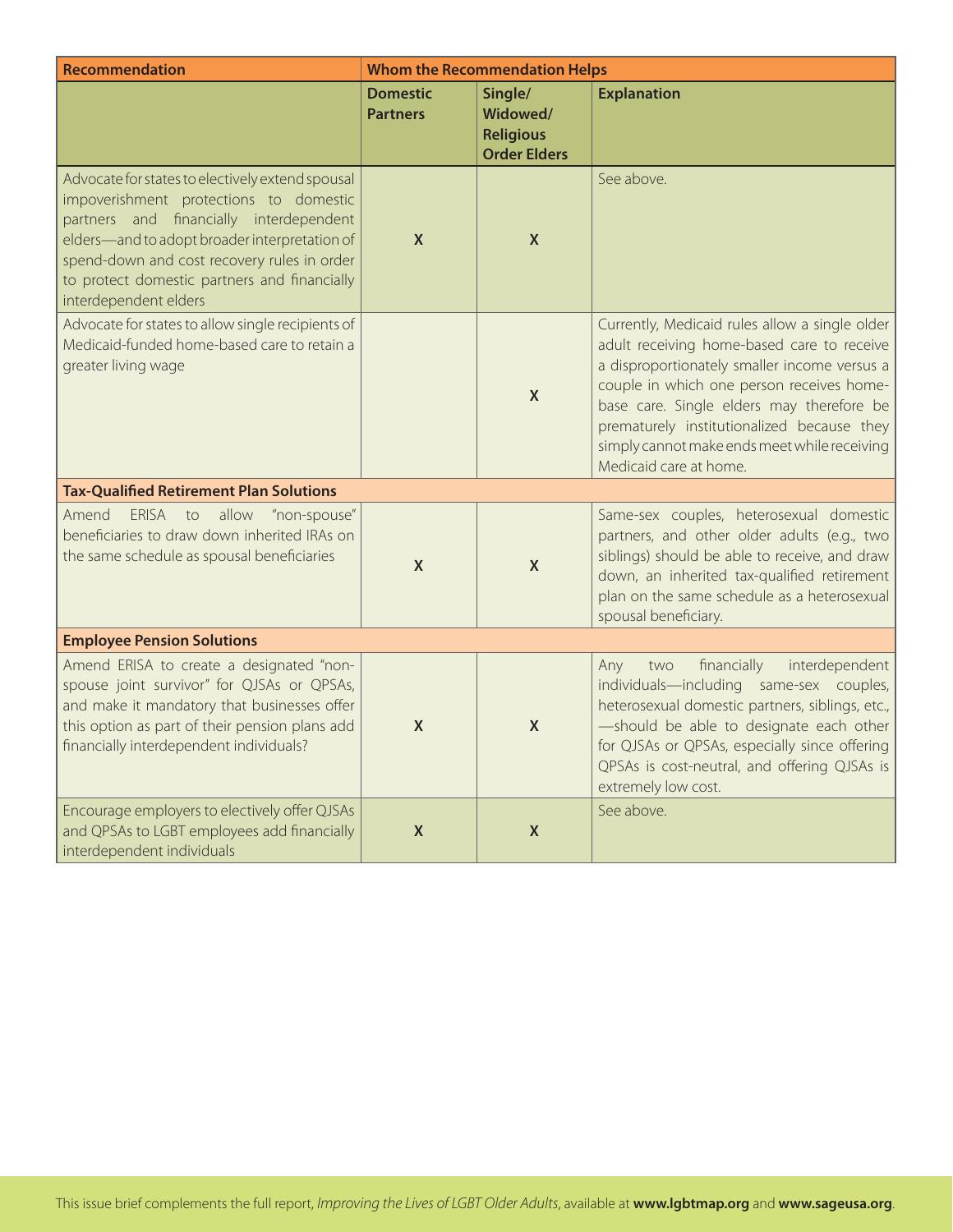| Recommendation | Whom the Recommendation Helps | | |
|---|---|---|---|
| | **Domestic Partners** | **Single/ Widowed/ Religious Order Elders** | **Explanation** |
| Advocate for states to electively extend spousal impoverishment protections to domestic partners and financially interdependent elders—and to adopt broader interpretation of spend-down and cost recovery rules in order to protect domestic partners and financially interdependent elders | X | X | See above. |
| Advocate for states to allow single recipients of Medicaid-funded home-based care to retain a greater living wage | | X | Currently, Medicaid rules allow a single older adult receiving home-based care to receive a disproportionately smaller income versus a couple in which one person receives home-base care. Single elders may therefore be prematurely institutionalized because they simply cannot make ends meet while receiving Medicaid care at home. |
| **Tax-Qualified Retirement Plan Solutions** | | | |
| Amend ERISA to allow "non-spouse" beneficiaries to draw down inherited IRAs on the same schedule as spousal beneficiaries | X | X | Same-sex couples, heterosexual domestic partners, and other older adults (e.g., two siblings) should be able to receive, and draw down, an inherited tax-qualified retirement plan on the same schedule as a heterosexual spousal beneficiary. |
| **Employee Pension Solutions** | | | |
| Amend ERISA to create a designated "non-spouse joint survivor" for QJSAs or QPSAs, and make it mandatory that businesses offer this option as part of their pension plans add financially interdependent individuals? | X | X | Any two financially interdependent individuals—including same-sex couples, heterosexual domestic partners, siblings, etc., —should be able to designate each other for QJSAs or QPSAs, especially since offering QPSAs is cost-neutral, and offering QJSAs is extremely low cost. |
| Encourage employers to electively offer QJSAs and QPSAs to LGBT employees add financially interdependent individuals | X | X | See above. |

This issue brief complements the full report, *Improving the Lives of LGBT Older Adults*, available at **www.lgbtmap.org** and **www.sageusa.org**.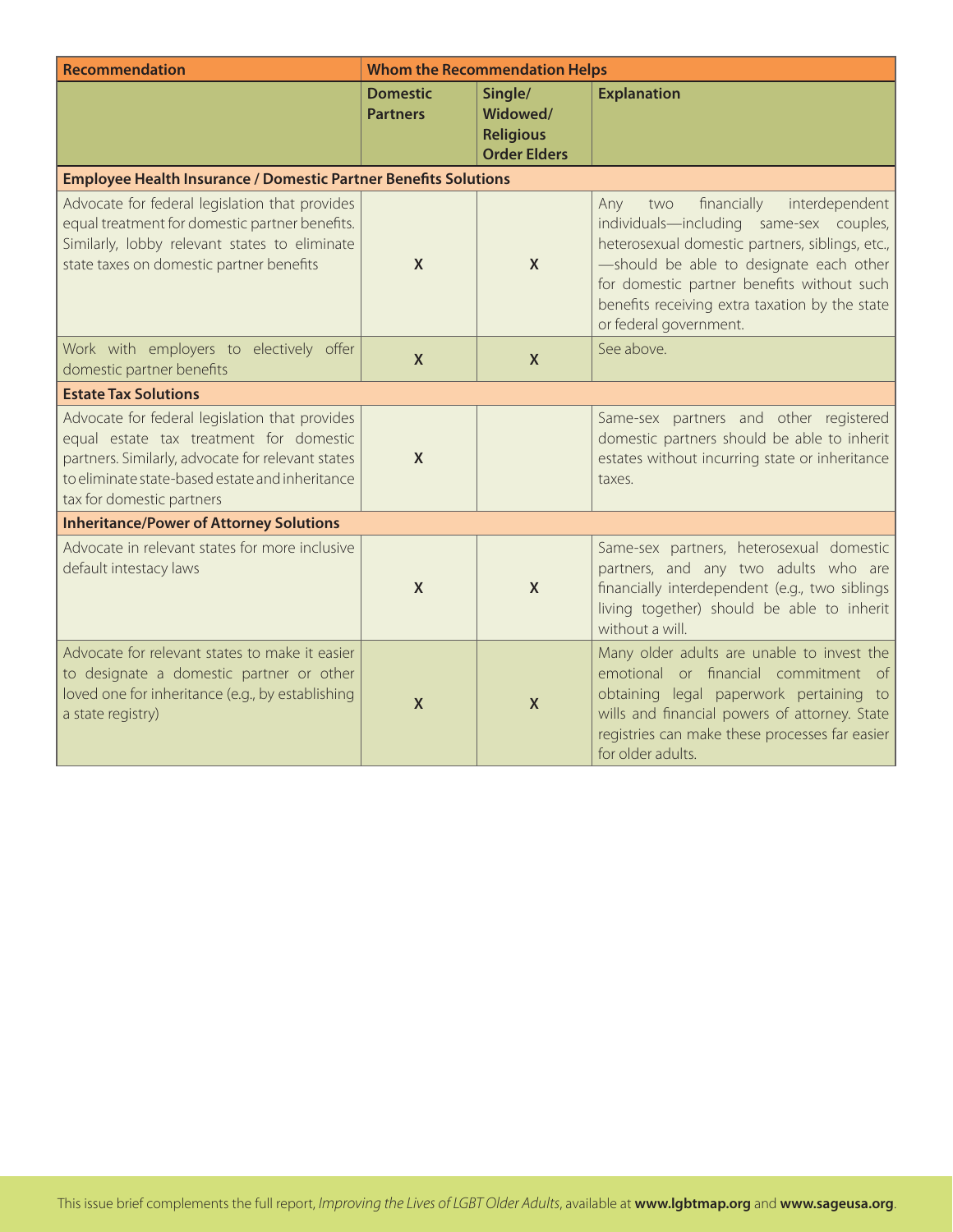| Recommendation | Whom the Recommendation Helps | | |
|---|---|---|---|
| | **Domestic Partners** | **Single/ Widowed/ Religious Order Elders** | **Explanation** |
| **Employee Health Insurance / Domestic Partner Benefits Solutions** | | | |
| Advocate for federal legislation that provides equal treatment for domestic partner benefits. Similarly, lobby relevant states to eliminate state taxes on domestic partner benefits | X | X | Any two financially interdependent individuals—including same-sex couples, heterosexual domestic partners, siblings, etc., —should be able to designate each other for domestic partner benefits without such benefits receiving extra taxation by the state or federal government. |
| Work with employers to electively offer domestic partner benefits | X | X | See above. |
| **Estate Tax Solutions** | | | |
| Advocate for federal legislation that provides equal estate tax treatment for domestic partners. Similarly, advocate for relevant states to eliminate state-based estate and inheritance tax for domestic partners | X | | Same-sex partners and other registered domestic partners should be able to inherit estates without incurring state or inheritance taxes. |
| **Inheritance/Power of Attorney Solutions** | | | |
| Advocate in relevant states for more inclusive default intestacy laws | X | X | Same-sex partners, heterosexual domestic partners, and any two adults who are financially interdependent (e.g., two siblings living together) should be able to inherit without a will. |
| Advocate for relevant states to make it easier to designate a domestic partner or other loved one for inheritance (e.g., by establishing a state registry) | X | X | Many older adults are unable to invest the emotional or financial commitment of obtaining legal paperwork pertaining to wills and financial powers of attorney. State registries can make these processes far easier for older adults. |

This issue brief complements the full report, *Improving the Lives of LGBT Older Adults*, available at **www.lgbtmap.org** and **www.sageusa.org**.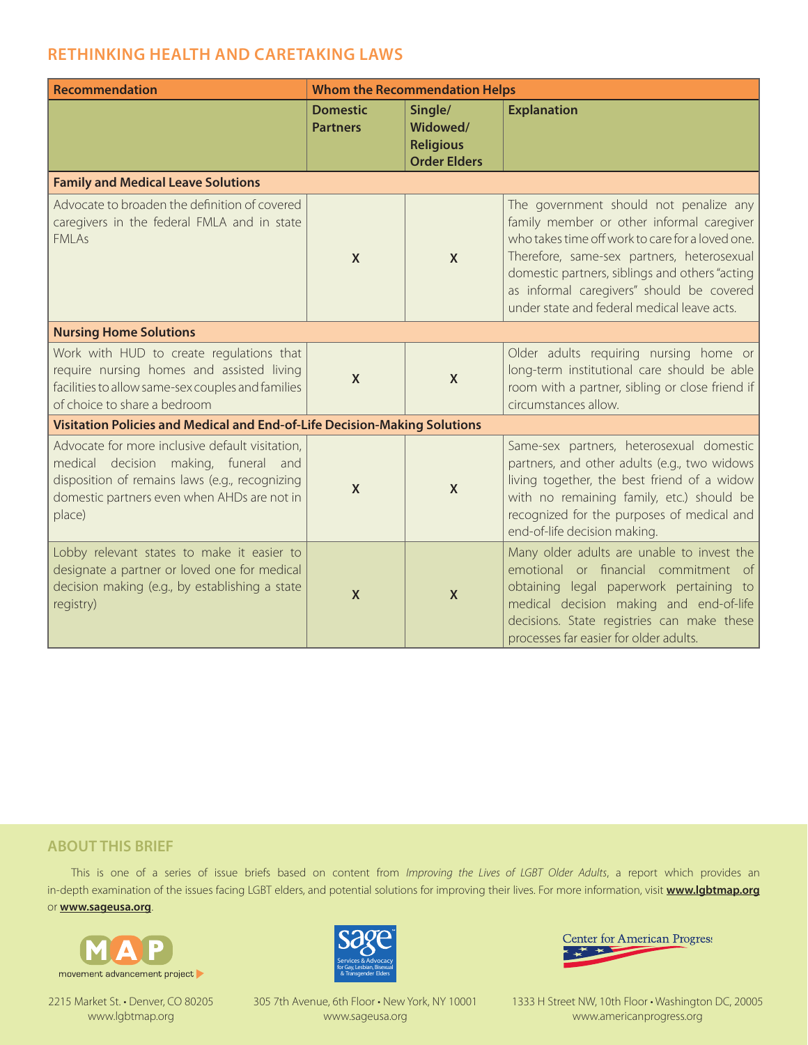## RETHINKING HEALTH AND CARETAKING LAWS

| Recommendation | Whom the Recommendation Helps | | |
|---|---|---|---|
| | **Domestic Partners** | **Single/ Widowed/ Religious Order Elders** | **Explanation** |
| **Family and Medical Leave Solutions** | | | |
| Advocate to broaden the definition of covered caregivers in the federal FMLA and in state FMLAs | X | X | The government should not penalize any family member or other informal caregiver who takes time off work to care for a loved one. Therefore, same-sex partners, heterosexual domestic partners, siblings and others "acting as informal caregivers" should be covered under state and federal medical leave acts. |
| **Nursing Home Solutions** | | | |
| Work with HUD to create regulations that require nursing homes and assisted living facilities to allow same-sex couples and families of choice to share a bedroom | X | X | Older adults requiring nursing home or long-term institutional care should be able room with a partner, sibling or close friend if circumstances allow. |
| **Visitation Policies and Medical and End-of-Life Decision-Making Solutions** | | | |
| Advocate for more inclusive default visitation, medical decision making, funeral and disposition of remains laws (e.g., recognizing domestic partners even when AHDs are not in place) | X | X | Same-sex partners, heterosexual domestic partners, and other adults (e.g., two widows living together, the best friend of a widow with no remaining family, etc.) should be recognized for the purposes of medical and end-of-life decision making. |
| Lobby relevant states to make it easier to designate a partner or loved one for medical decision making (e.g., by establishing a state registry) | X | X | Many older adults are unable to invest the emotional or financial commitment of obtaining legal paperwork pertaining to medical decision making and end-of-life decisions. State registries can make these processes far easier for older adults. |

## ABOUT THIS BRIEF

This is one of a series of issue briefs based on content from *Improving the Lives of LGBT Older Adults*, a report which provides an in-depth examination of the issues facing LGBT elders, and potential solutions for improving their lives. For more information, visit **www.lgbtmap.org** or **www.sageusa.org**.

MAP movement advancement project
2215 Market St. • Denver, CO 80205
www.lgbtmap.org

sage Services & Advocacy for Gay, Lesbian, Bisexual & Transgender Elders
305 7th Avenue, 6th Floor • New York, NY 10001
www.sageusa.org

Center for American Progress
1333 H Street NW, 10th Floor • Washington DC, 20005
www.americanprogress.org